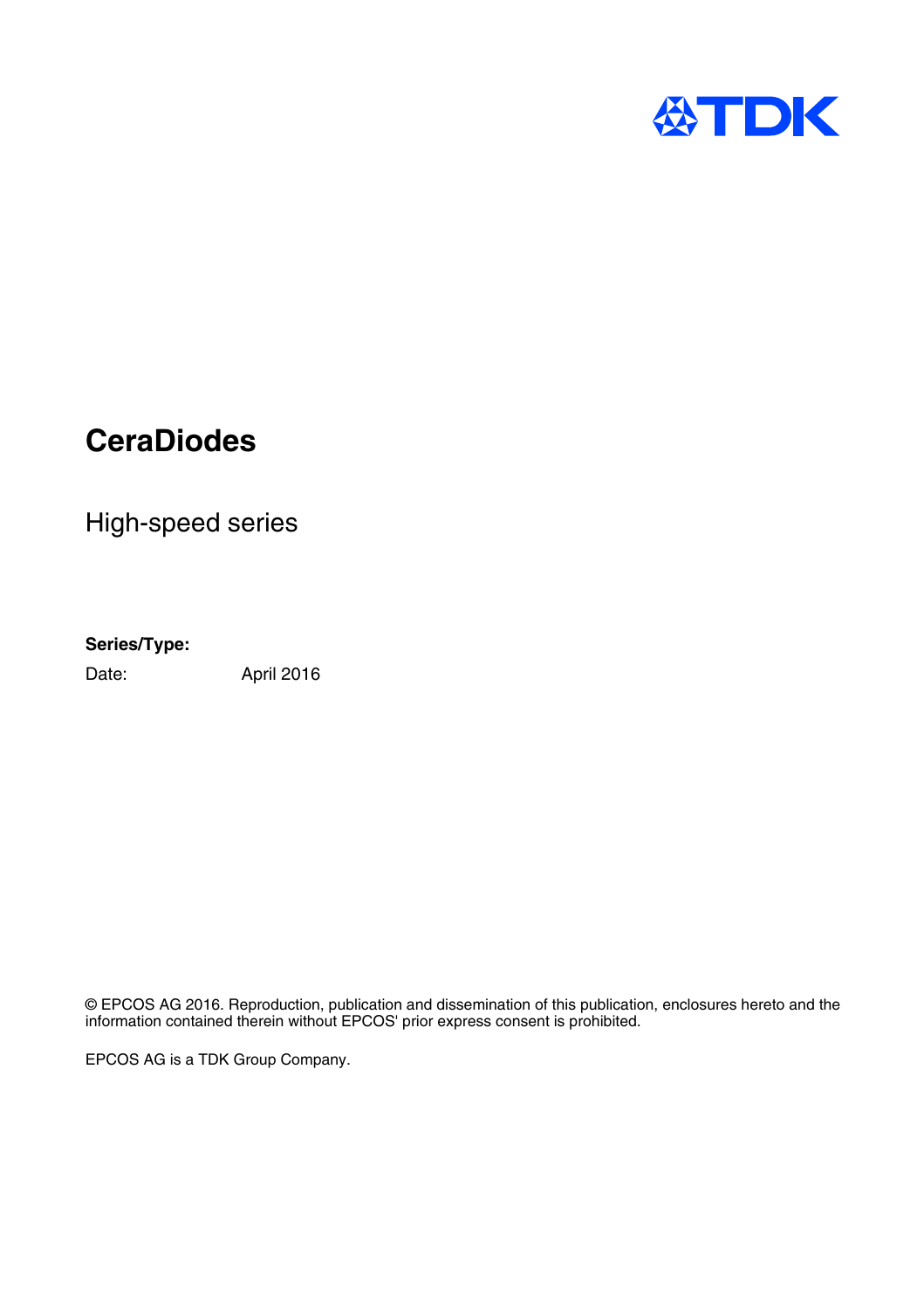# CeraDiodes

High-speed series

**Series/Type:**

Date: April 2016

© EPCOS AG 2016. Reproduction, publication and dissemination of this publication, enclosures hereto and the information contained therein without EPCOS' prior express consent is prohibited.

EPCOS AG is a TDK Group Company.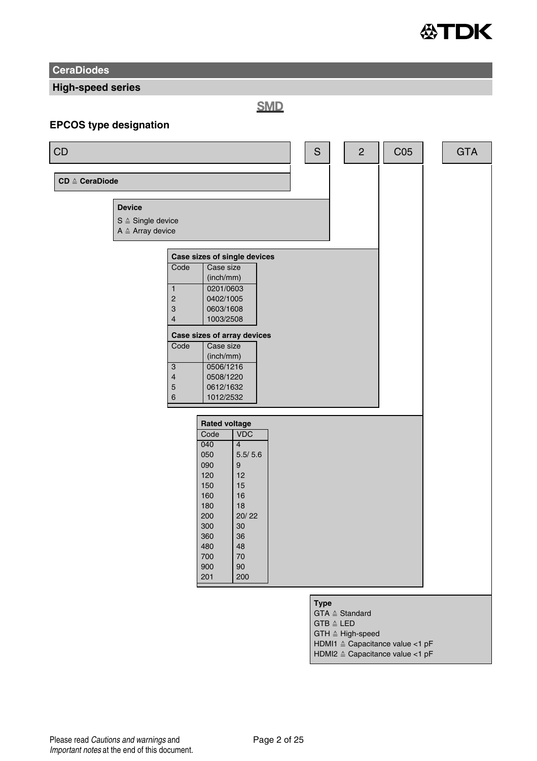# CeraDiodes

## High-speed series

**SMD**

### EPCOS type designation

| CD | S | 2 | C05 | GTA |
|---|---|---|---|---|

**CD ≙ CeraDiode**

**Device**

S ≙ Single device
A ≙ Array device

**Case sizes of single devices**

| Code | Case size (inch/mm) |
|---|---|
| 1 | 0201/0603 |
| 2 | 0402/1005 |
| 3 | 0603/1608 |
| 4 | 1003/2508 |

**Case sizes of array devices**

| Code | Case size (inch/mm) |
|---|---|
| 3 | 0506/1216 |
| 4 | 0508/1220 |
| 5 | 0612/1632 |
| 6 | 1012/2532 |

**Rated voltage**

| Code | VDC |
|---|---|
| 040 | 4 |
| 050 | 5.5/ 5.6 |
| 090 | 9 |
| 120 | 12 |
| 150 | 15 |
| 160 | 16 |
| 180 | 18 |
| 200 | 20/ 22 |
| 300 | 30 |
| 360 | 36 |
| 480 | 48 |
| 700 | 70 |
| 900 | 90 |
| 201 | 200 |

**Type**

GTA ≙ Standard
GTB ≙ LED
GTH ≙ High-speed
HDMI1 ≙ Capacitance value <1 pF
HDMI2 ≙ Capacitance value <1 pF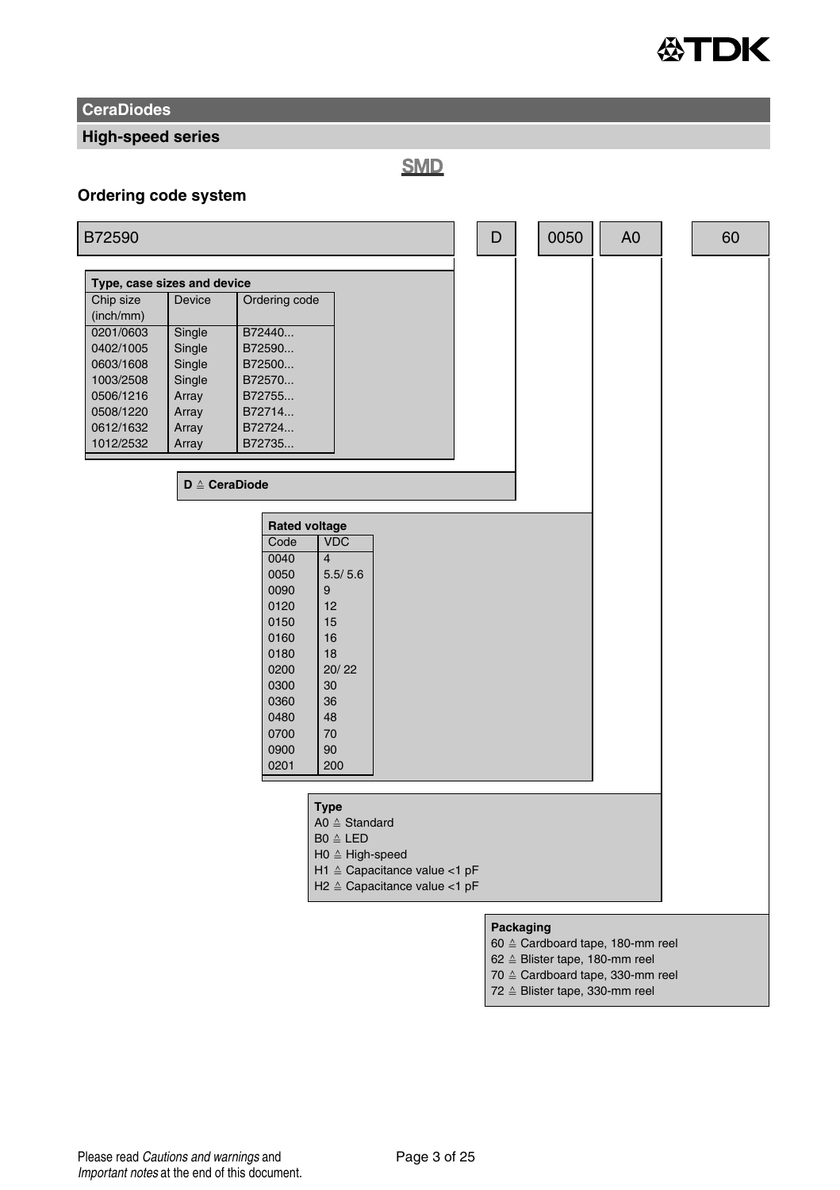## CeraDiodes

### High-speed series

**SMD**

### Ordering code system

| B72590 | D | 0050 | A0 | 60 |
|---|---|---|---|---|

**Type, case sizes and device**

| Chip size (inch/mm) | Device | Ordering code |
|---|---|---|
| 0201/0603 | Single | B72440... |
| 0402/1005 | Single | B72590... |
| 0603/1608 | Single | B72500... |
| 1003/2508 | Single | B72570... |
| 0506/1216 | Array | B72755... |
| 0508/1220 | Array | B72714... |
| 0612/1632 | Array | B72724... |
| 1012/2532 | Array | B72735... |

**D ≙ CeraDiode**

**Rated voltage**

| Code | VDC |
|---|---|
| 0040 | 4 |
| 0050 | 5.5/ 5.6 |
| 0090 | 9 |
| 0120 | 12 |
| 0150 | 15 |
| 0160 | 16 |
| 0180 | 18 |
| 0200 | 20/ 22 |
| 0300 | 30 |
| 0360 | 36 |
| 0480 | 48 |
| 0700 | 70 |
| 0900 | 90 |
| 0201 | 200 |

**Type**

A0 ≙ Standard
B0 ≙ LED
H0 ≙ High-speed
H1 ≙ Capacitance value <1 pF
H2 ≙ Capacitance value <1 pF

**Packaging**

60 ≙ Cardboard tape, 180-mm reel
62 ≙ Blister tape, 180-mm reel
70 ≙ Cardboard tape, 330-mm reel
72 ≙ Blister tape, 330-mm reel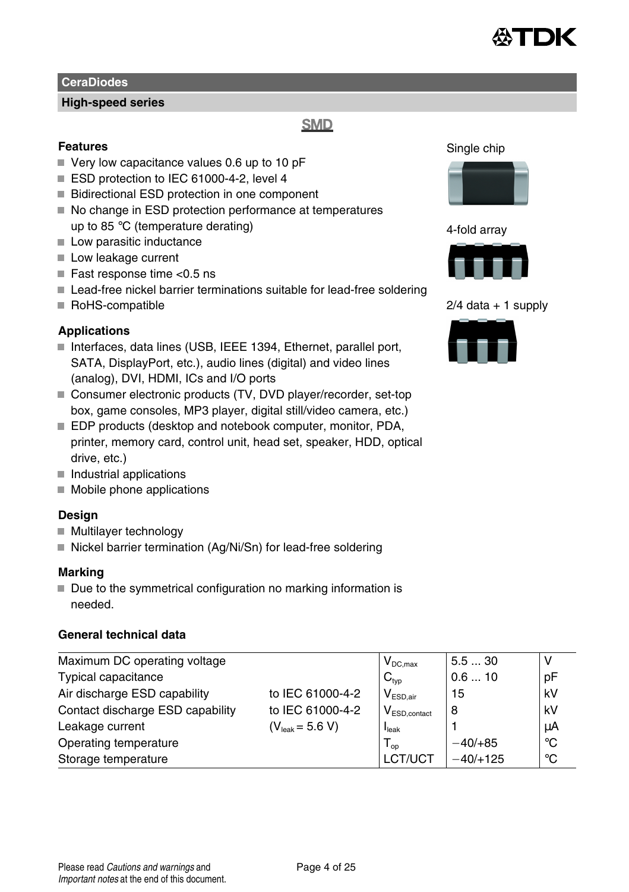## CeraDiodes

### High-speed series

**SMD**

### Features

- Very low capacitance values 0.6 up to 10 pF
- ESD protection to IEC 61000-4-2, level 4
- Bidirectional ESD protection in one component
- No change in ESD protection performance at temperatures up to 85 °C (temperature derating)
- Low parasitic inductance
- Low leakage current
- Fast response time <0.5 ns
- Lead-free nickel barrier terminations suitable for lead-free soldering
- RoHS-compatible

Single chip

4-fold array

2/4 data + 1 supply

### Applications

- Interfaces, data lines (USB, IEEE 1394, Ethernet, parallel port, SATA, DisplayPort, etc.), audio lines (digital) and video lines (analog), DVI, HDMI, ICs and I/O ports
- Consumer electronic products (TV, DVD player/recorder, set-top box, game consoles, MP3 player, digital still/video camera, etc.)
- EDP products (desktop and notebook computer, monitor, PDA, printer, memory card, control unit, head set, speaker, HDD, optical drive, etc.)
- Industrial applications
- Mobile phone applications

### Design

- Multilayer technology
- Nickel barrier termination (Ag/Ni/Sn) for lead-free soldering

### Marking

- Due to the symmetrical configuration no marking information is needed.

### General technical data

| | | | | |
|---|---|---|---|---|
| Maximum DC operating voltage | | $V_{DC,max}$ | 5.5 ... 30 | V |
| Typical capacitance | | $C_{typ}$ | 0.6 ... 10 | pF |
| Air discharge ESD capability | to IEC 61000-4-2 | $V_{ESD,air}$ | 15 | kV |
| Contact discharge ESD capability | to IEC 61000-4-2 | $V_{ESD,contact}$ | 8 | kV |
| Leakage current | ($V_{leak}$ = 5.6 V) | $I_{leak}$ | 1 | µA |
| Operating temperature | | $T_{op}$ | −40/+85 | °C |
| Storage temperature | | LCT/UCT | −40/+125 | °C |

Please read *Cautions and warnings* and *Important notes* at the end of this document.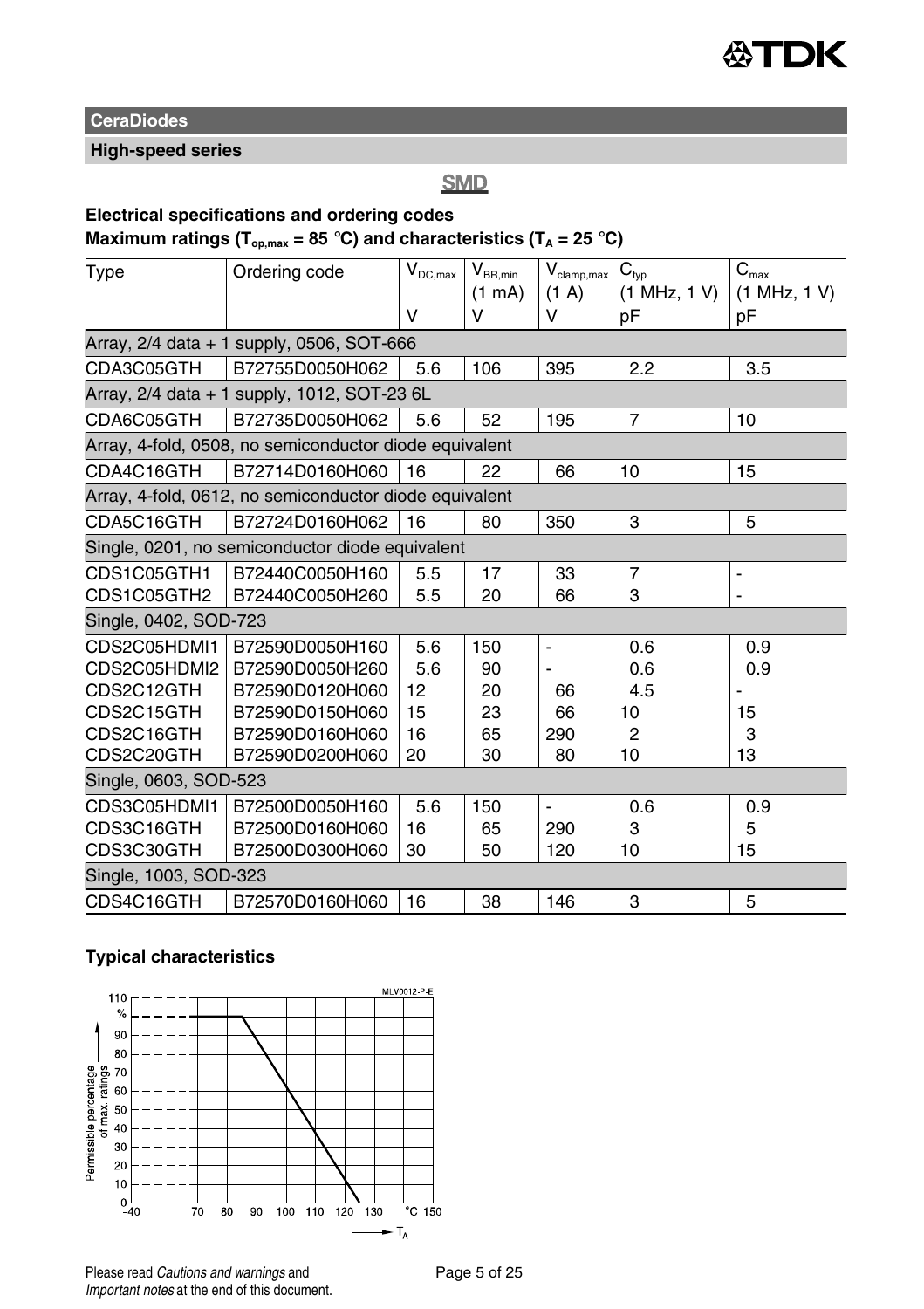**CeraDiodes**

**High-speed series**

**SMD**

### Electrical specifications and ordering codes

**Maximum ratings ($T_{op,max}$ = 85 °C) and characteristics ($T_A$ = 25 °C)**

| Type | Ordering code | $V_{DC,max}$ V | $V_{BR,min}$ (1 mA) V | $V_{clamp,max}$ (1 A) V | $C_{typ}$ (1 MHz, 1 V) pF | $C_{max}$ (1 MHz, 1 V) pF |
|---|---|---|---|---|---|---|
| Array, 2/4 data + 1 supply, 0506, SOT-666 | | | | | | |
| CDA3C05GTH | B72755D0050H062 | 5.6 | 106 | 395 | 2.2 | 3.5 |
| Array, 2/4 data + 1 supply, 1012, SOT-23 6L | | | | | | |
| CDA6C05GTH | B72735D0050H062 | 5.6 | 52 | 195 | 7 | 10 |
| Array, 4-fold, 0508, no semiconductor diode equivalent | | | | | | |
| CDA4C16GTH | B72714D0160H060 | 16 | 22 | 66 | 10 | 15 |
| Array, 4-fold, 0612, no semiconductor diode equivalent | | | | | | |
| CDA5C16GTH | B72724D0160H062 | 16 | 80 | 350 | 3 | 5 |
| Single, 0201, no semiconductor diode equivalent | | | | | | |
| CDS1C05GTH1 | B72440C0050H160 | 5.5 | 17 | 33 | 7 | - |
| CDS1C05GTH2 | B72440C0050H260 | 5.5 | 20 | 66 | 3 | - |
| Single, 0402, SOD-723 | | | | | | |
| CDS2C05HDMI1 | B72590D0050H160 | 5.6 | 150 | - | 0.6 | 0.9 |
| CDS2C05HDMI2 | B72590D0050H260 | 5.6 | 90 | - | 0.6 | 0.9 |
| CDS2C12GTH | B72590D0120H060 | 12 | 20 | 66 | 4.5 | - |
| CDS2C15GTH | B72590D0150H060 | 15 | 23 | 66 | 10 | 15 |
| CDS2C16GTH | B72590D0160H060 | 16 | 65 | 290 | 2 | 3 |
| CDS2C20GTH | B72590D0200H060 | 20 | 30 | 80 | 10 | 13 |
| Single, 0603, SOD-523 | | | | | | |
| CDS3C05HDMI1 | B72500D0050H160 | 5.6 | 150 | - | 0.6 | 0.9 |
| CDS3C16GTH | B72500D0160H060 | 16 | 65 | 290 | 3 | 5 |
| CDS3C30GTH | B72500D0300H060 | 30 | 50 | 120 | 10 | 15 |
| Single, 1003, SOD-323 | | | | | | |
| CDS4C16GTH | B72570D0160H060 | 16 | 38 | 146 | 3 | 5 |

### Typical characteristics

MLV0012-P-E

Permissible percentage of max. ratings (%) vs. $T_A$ (°C): 100% from −40 °C to 85 °C, decreasing linearly to 0% at 125 °C.

Please read *Cautions and warnings* and *Important notes* at the end of this document.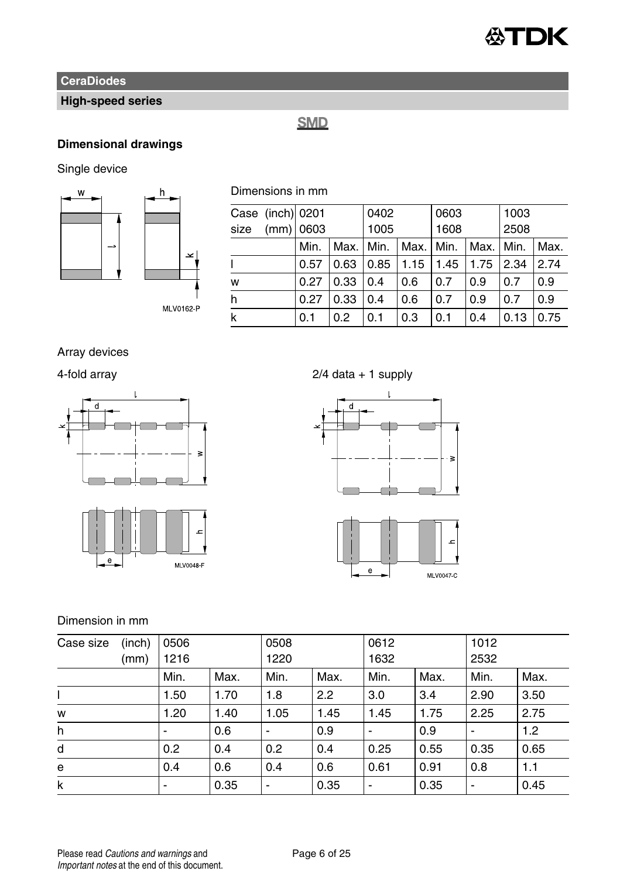**CeraDiodes**

**High-speed series**

**SMD**

## Dimensional drawings

Single device

MLV0162-P

Dimensions in mm

| Case size (inch) (mm) | 0201 0603 | | 0402 1005 | | 0603 1608 | | 1003 2508 | |
|---|---|---|---|---|---|---|---|---|
| | Min. | Max. | Min. | Max. | Min. | Max. | Min. | Max. |
| l | 0.57 | 0.63 | 0.85 | 1.15 | 1.45 | 1.75 | 2.34 | 2.74 |
| w | 0.27 | 0.33 | 0.4 | 0.6 | 0.7 | 0.9 | 0.7 | 0.9 |
| h | 0.27 | 0.33 | 0.4 | 0.6 | 0.7 | 0.9 | 0.7 | 0.9 |
| k | 0.1 | 0.2 | 0.1 | 0.3 | 0.1 | 0.4 | 0.13 | 0.75 |

Array devices

4-fold array

MLV0048-F

2/4 data + 1 supply

MLV0047-C

Dimension in mm

| Case size (inch) (mm) | 0506 1216 | | 0508 1220 | | 0612 1632 | | 1012 2532 | |
|---|---|---|---|---|---|---|---|---|
| | Min. | Max. | Min. | Max. | Min. | Max. | Min. | Max. |
| l | 1.50 | 1.70 | 1.8 | 2.2 | 3.0 | 3.4 | 2.90 | 3.50 |
| w | 1.20 | 1.40 | 1.05 | 1.45 | 1.45 | 1.75 | 2.25 | 2.75 |
| h | - | 0.6 | - | 0.9 | - | 0.9 | - | 1.2 |
| d | 0.2 | 0.4 | 0.2 | 0.4 | 0.25 | 0.55 | 0.35 | 0.65 |
| e | 0.4 | 0.6 | 0.4 | 0.6 | 0.61 | 0.91 | 0.8 | 1.1 |
| k | - | 0.35 | - | 0.35 | - | 0.35 | - | 0.45 |

Please read *Cautions and warnings* and *Important notes* at the end of this document.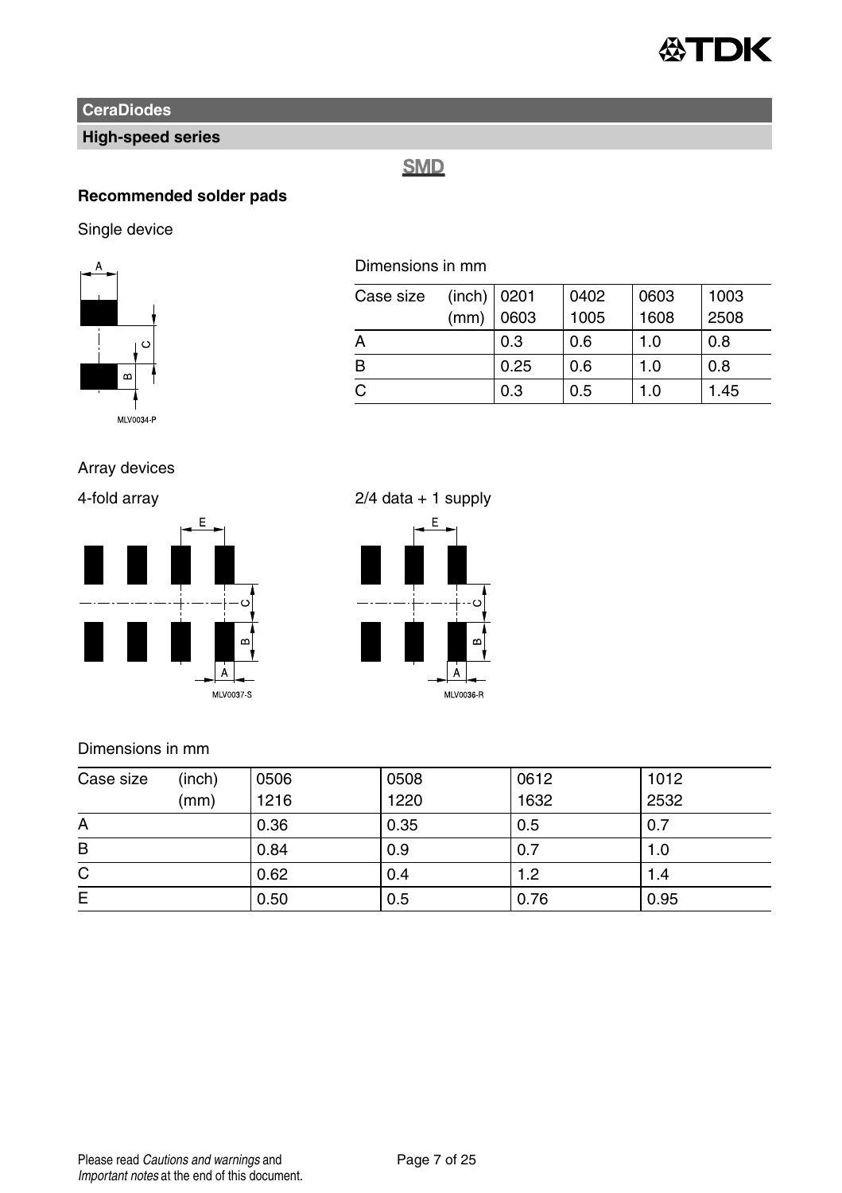## CeraDiodes

### High-speed series

**SMD**

**Recommended solder pads**

Single device

MLV0034-P

Dimensions in mm

| Case size (inch) (mm) | 0201 0603 | 0402 1005 | 0603 1608 | 1003 2508 |
|---|---|---|---|---|
| A | 0.3 | 0.6 | 1.0 | 0.8 |
| B | 0.25 | 0.6 | 1.0 | 0.8 |
| C | 0.3 | 0.5 | 1.0 | 1.45 |

Array devices

4-fold array

MLV0037-S

2/4 data + 1 supply

MLV0036-R

Dimensions in mm

| Case size (inch) (mm) | 0506 1216 | 0508 1220 | 0612 1632 | 1012 2532 |
|---|---|---|---|---|
| A | 0.36 | 0.35 | 0.5 | 0.7 |
| B | 0.84 | 0.9 | 0.7 | 1.0 |
| C | 0.62 | 0.4 | 1.2 | 1.4 |
| E | 0.50 | 0.5 | 0.76 | 0.95 |

Please read *Cautions and warnings* and *Important notes* at the end of this document.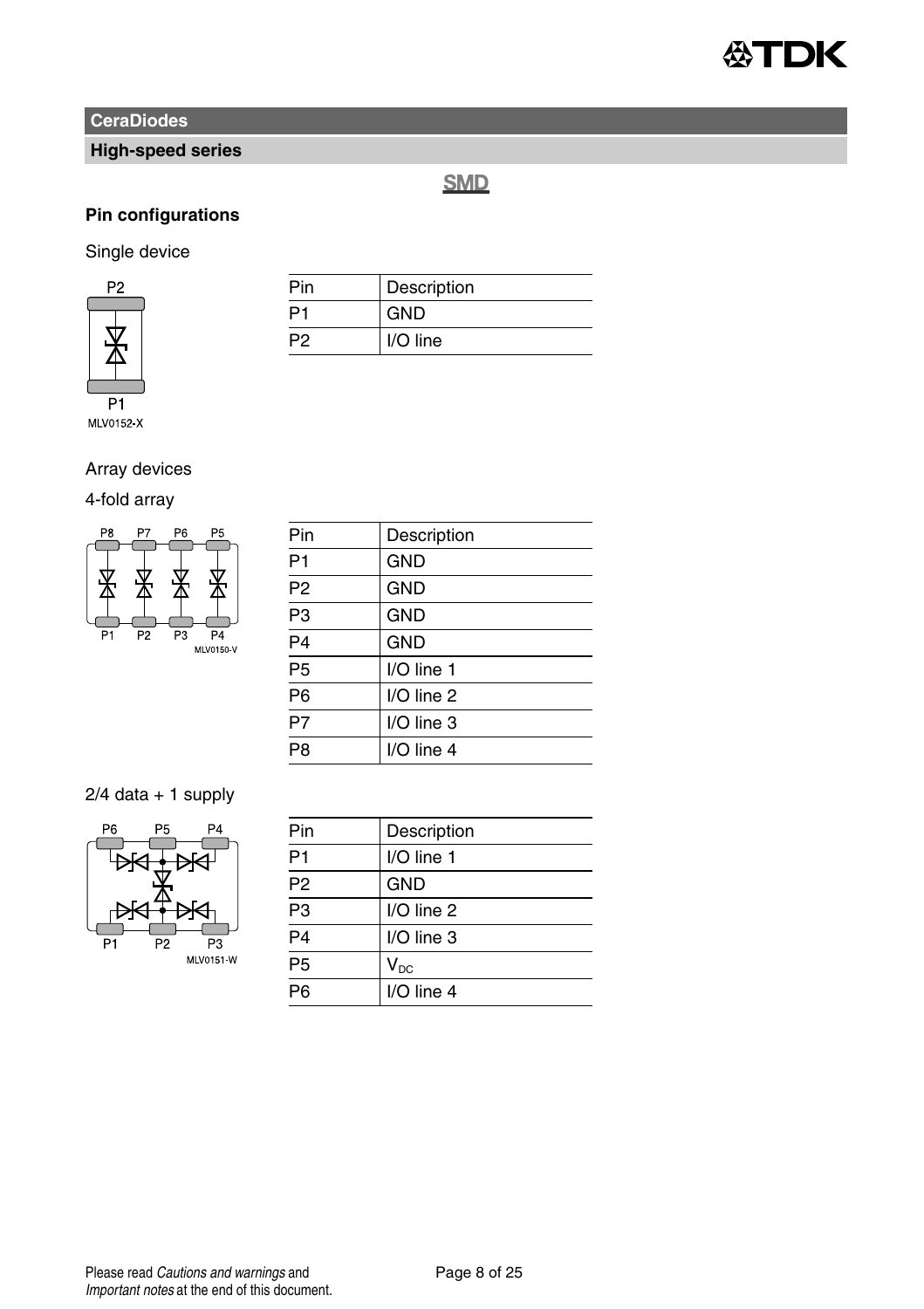**CeraDiodes**

**High-speed series**

SMD

### Pin configurations

Single device

MLV0152-X

| Pin | Description |
|---|---|
| P1 | GND |
| P2 | I/O line |

Array devices

4-fold array

MLV0150-V

| Pin | Description |
|---|---|
| P1 | GND |
| P2 | GND |
| P3 | GND |
| P4 | GND |
| P5 | I/O line 1 |
| P6 | I/O line 2 |
| P7 | I/O line 3 |
| P8 | I/O line 4 |

2/4 data + 1 supply

MLV0151-W

| Pin | Description |
|---|---|
| P1 | I/O line 1 |
| P2 | GND |
| P3 | I/O line 2 |
| P4 | I/O line 3 |
| P5 | $V_{DC}$ |
| P6 | I/O line 4 |

Please read *Cautions and warnings* and *Important notes* at the end of this document.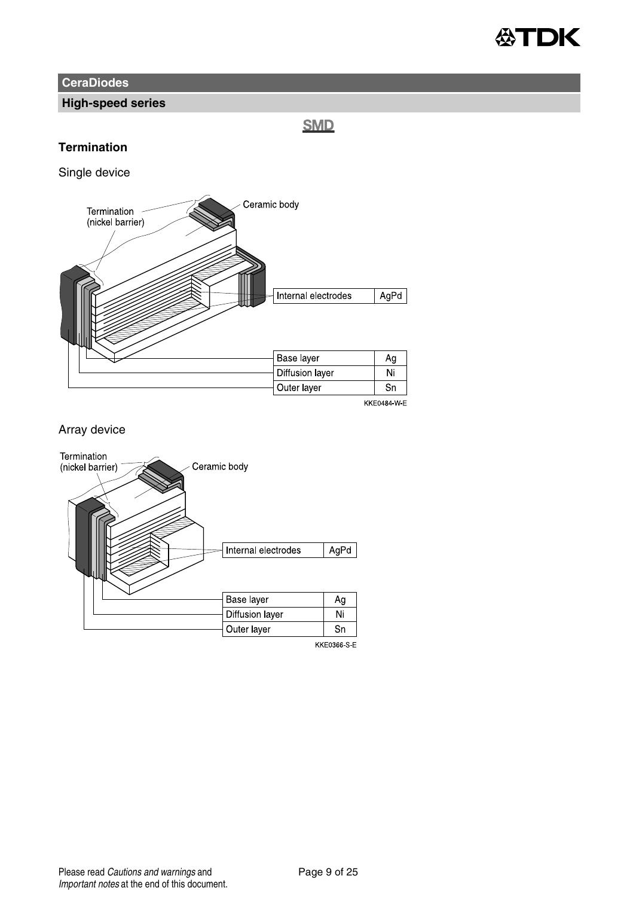## CeraDiodes

### High-speed series

SMD

### Termination

Single device

| | |
|---|---|
| Internal electrodes | AgPd |
| Base layer | Ag |
| Diffusion layer | Ni |
| Outer layer | Sn |

KKE0484-W-E

Array device

| | |
|---|---|
| Internal electrodes | AgPd |
| Base layer | Ag |
| Diffusion layer | Ni |
| Outer layer | Sn |

KKE0366-S-E

Please read *Cautions and warnings* and *Important notes* at the end of this document.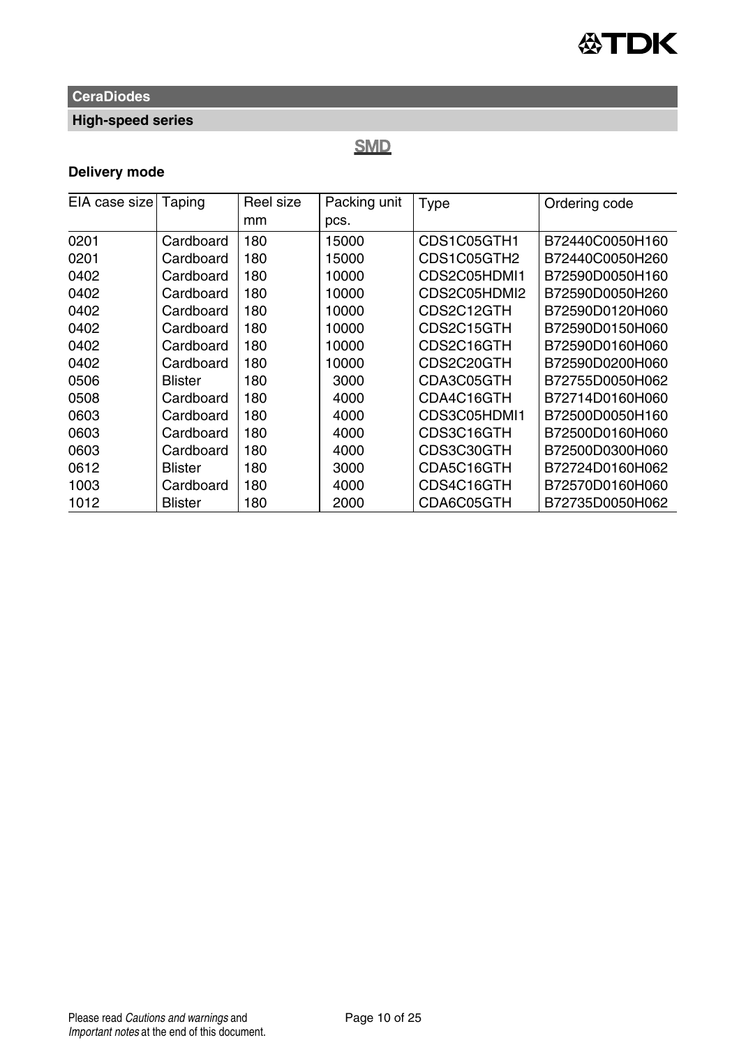## CeraDiodes

### High-speed series

**SMD**

**Delivery mode**

| EIA case size | Taping | Reel size mm | Packing unit pcs. | Type | Ordering code |
|---|---|---|---|---|---|
| 0201 | Cardboard | 180 | 15000 | CDS1C05GTH1 | B72440C0050H160 |
| 0201 | Cardboard | 180 | 15000 | CDS1C05GTH2 | B72440C0050H260 |
| 0402 | Cardboard | 180 | 10000 | CDS2C05HDMI1 | B72590D0050H160 |
| 0402 | Cardboard | 180 | 10000 | CDS2C05HDMI2 | B72590D0050H260 |
| 0402 | Cardboard | 180 | 10000 | CDS2C12GTH | B72590D0120H060 |
| 0402 | Cardboard | 180 | 10000 | CDS2C15GTH | B72590D0150H060 |
| 0402 | Cardboard | 180 | 10000 | CDS2C16GTH | B72590D0160H060 |
| 0402 | Cardboard | 180 | 10000 | CDS2C20GTH | B72590D0200H060 |
| 0506 | Blister | 180 | 3000 | CDA3C05GTH | B72755D0050H062 |
| 0508 | Cardboard | 180 | 4000 | CDA4C16GTH | B72714D0160H060 |
| 0603 | Cardboard | 180 | 4000 | CDS3C05HDMI1 | B72500D0050H160 |
| 0603 | Cardboard | 180 | 4000 | CDS3C16GTH | B72500D0160H060 |
| 0603 | Cardboard | 180 | 4000 | CDS3C30GTH | B72500D0300H060 |
| 0612 | Blister | 180 | 3000 | CDA5C16GTH | B72724D0160H062 |
| 1003 | Cardboard | 180 | 4000 | CDS4C16GTH | B72570D0160H060 |
| 1012 | Blister | 180 | 2000 | CDA6C05GTH | B72735D0050H062 |

Please read *Cautions and warnings* and *Important notes* at the end of this document.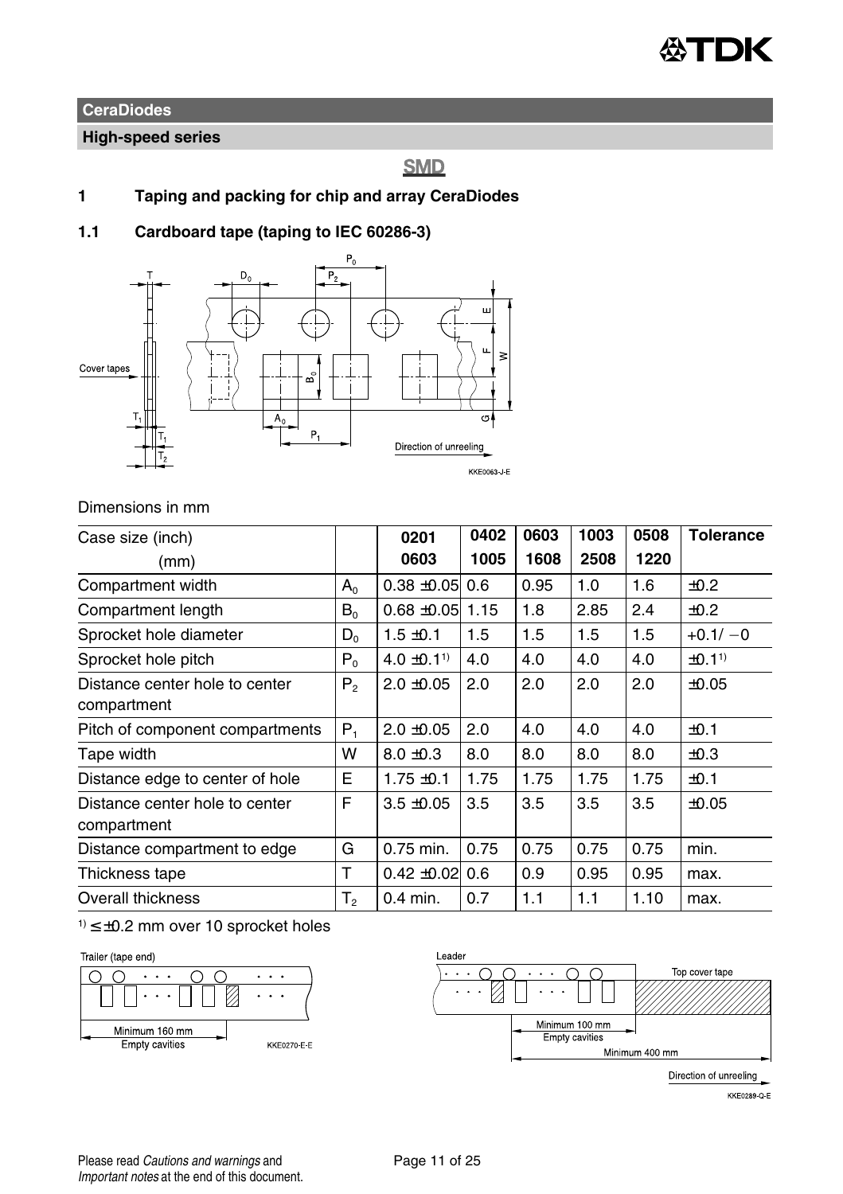**CeraDiodes**

**High-speed series**

**SMD**

## 1 Taping and packing for chip and array CeraDiodes

### 1.1 Cardboard tape (taping to IEC 60286-3)

Dimensions in mm

| Case size (inch)<br>(mm) | | 0201<br>0603 | 0402<br>1005 | 0603<br>1608 | 1003<br>2508 | 0508<br>1220 | Tolerance |
|---|---|---|---|---|---|---|---|
| Compartment width | $A_0$ | 0.38 ±0.05 | 0.6 | 0.95 | 1.0 | 1.6 | ±0.2 |
| Compartment length | $B_0$ | 0.68 ±0.05 | 1.15 | 1.8 | 2.85 | 2.4 | ±0.2 |
| Sprocket hole diameter | $D_0$ | 1.5 ±0.1 | 1.5 | 1.5 | 1.5 | 1.5 | +0.1/ −0 |
| Sprocket hole pitch | $P_0$ | 4.0 ±0.1[1] | 4.0 | 4.0 | 4.0 | 4.0 | ±0.1[1] |
| Distance center hole to center compartment | $P_2$ | 2.0 ±0.05 | 2.0 | 2.0 | 2.0 | 2.0 | ±0.05 |
| Pitch of component compartments | $P_1$ | 2.0 ±0.05 | 2.0 | 4.0 | 4.0 | 4.0 | ±0.1 |
| Tape width | W | 8.0 ±0.3 | 8.0 | 8.0 | 8.0 | 8.0 | ±0.3 |
| Distance edge to center of hole | E | 1.75 ±0.1 | 1.75 | 1.75 | 1.75 | 1.75 | ±0.1 |
| Distance center hole to center compartment | F | 3.5 ±0.05 | 3.5 | 3.5 | 3.5 | 3.5 | ±0.05 |
| Distance compartment to edge | G | 0.75 min. | 0.75 | 0.75 | 0.75 | 0.75 | min. |
| Thickness tape | T | 0.42 ±0.02 | 0.6 | 0.9 | 0.95 | 0.95 | max. |
| Overall thickness | $T_2$ | 0.4 min. | 0.7 | 1.1 | 1.1 | 1.10 | max. |

[1] ≤ ±0.2 mm over 10 sprocket holes

Please read *Cautions and warnings* and *Important notes* at the end of this document.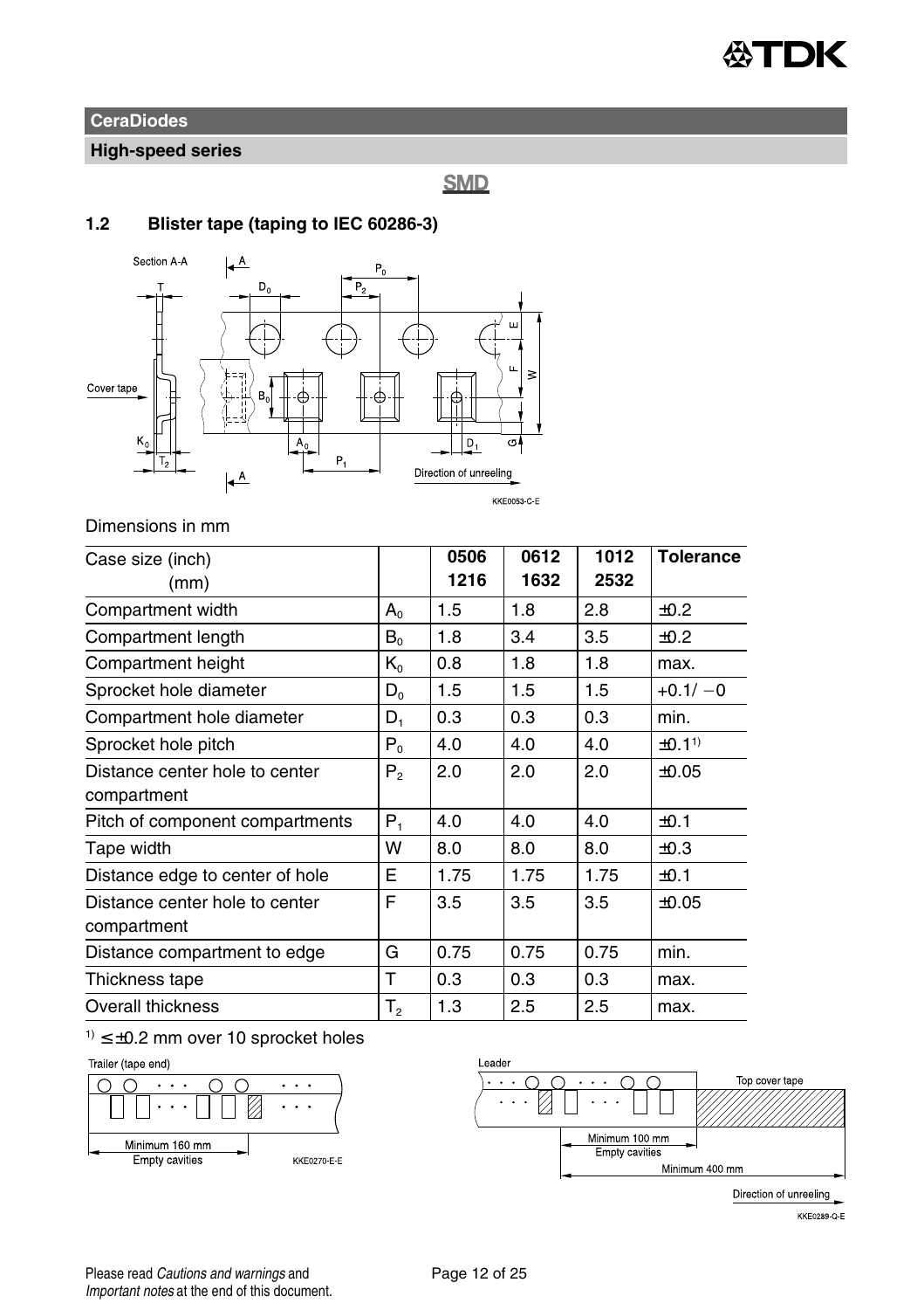**CeraDiodes**

**High-speed series**

**SMD**

## 1.2 Blister tape (taping to IEC 60286-3)

Dimensions in mm

| Case size (inch) (mm) | | 0506 1216 | 0612 1632 | 1012 2532 | Tolerance |
|---|---|---|---|---|---|
| Compartment width | $A_0$ | 1.5 | 1.8 | 2.8 | ±0.2 |
| Compartment length | $B_0$ | 1.8 | 3.4 | 3.5 | ±0.2 |
| Compartment height | $K_0$ | 0.8 | 1.8 | 1.8 | max. |
| Sprocket hole diameter | $D_0$ | 1.5 | 1.5 | 1.5 | +0.1/ −0 |
| Compartment hole diameter | $D_1$ | 0.3 | 0.3 | 0.3 | min. |
| Sprocket hole pitch | $P_0$ | 4.0 | 4.0 | 4.0 | ±0.1[1] |
| Distance center hole to center compartment | $P_2$ | 2.0 | 2.0 | 2.0 | ±0.05 |
| Pitch of component compartments | $P_1$ | 4.0 | 4.0 | 4.0 | ±0.1 |
| Tape width | W | 8.0 | 8.0 | 8.0 | ±0.3 |
| Distance edge to center of hole | E | 1.75 | 1.75 | 1.75 | ±0.1 |
| Distance center hole to center compartment | F | 3.5 | 3.5 | 3.5 | ±0.05 |
| Distance compartment to edge | G | 0.75 | 0.75 | 0.75 | min. |
| Thickness tape | T | 0.3 | 0.3 | 0.3 | max. |
| Overall thickness | $T_2$ | 1.3 | 2.5 | 2.5 | max. |

[1] ≤ ±0.2 mm over 10 sprocket holes

Please read *Cautions and warnings* and *Important notes* at the end of this document.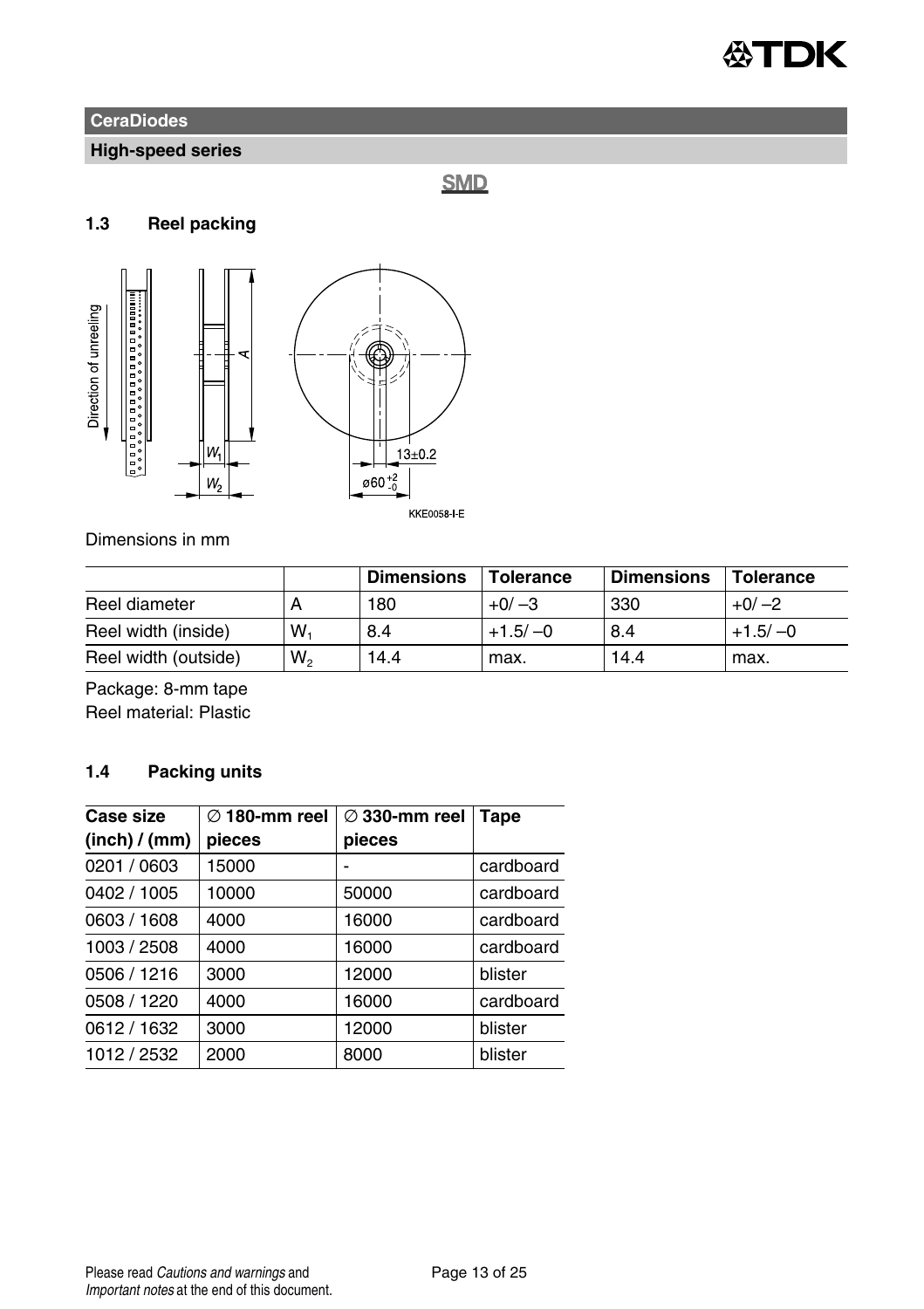## CeraDiodes

### High-speed series

**SMD**

### 1.3 Reel packing

Dimensions in mm

| | | Dimensions | Tolerance | Dimensions | Tolerance |
|---|---|---|---|---|---|
| Reel diameter | A | 180 | +0/ –3 | 330 | +0/ –2 |
| Reel width (inside) | $W_1$ | 8.4 | +1.5/ –0 | 8.4 | +1.5/ –0 |
| Reel width (outside) | $W_2$ | 14.4 | max. | 14.4 | max. |

Package: 8-mm tape
Reel material: Plastic

### 1.4 Packing units

| Case size (inch) / (mm) | ∅ 180-mm reel pieces | ∅ 330-mm reel pieces | Tape |
|---|---|---|---|
| 0201 / 0603 | 15000 | - | cardboard |
| 0402 / 1005 | 10000 | 50000 | cardboard |
| 0603 / 1608 | 4000 | 16000 | cardboard |
| 1003 / 2508 | 4000 | 16000 | cardboard |
| 0506 / 1216 | 3000 | 12000 | blister |
| 0508 / 1220 | 4000 | 16000 | cardboard |
| 0612 / 1632 | 3000 | 12000 | blister |
| 1012 / 2532 | 2000 | 8000 | blister |

Please read *Cautions and warnings* and *Important notes* at the end of this document.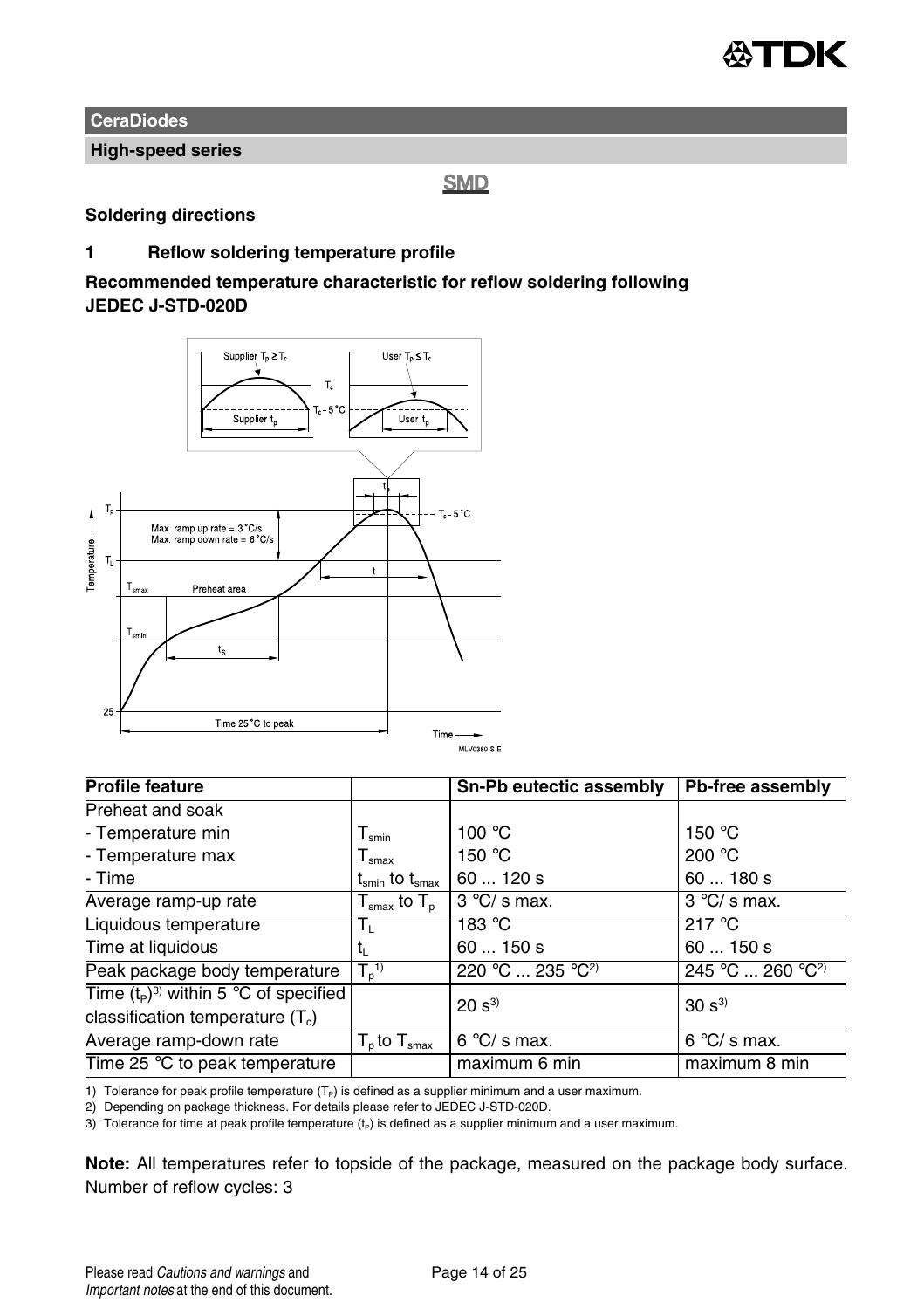**CeraDiodes**

**High-speed series**

**SMD**

**Soldering directions**

## 1 Reflow soldering temperature profile

**Recommended temperature characteristic for reflow soldering following JEDEC J-STD-020D**

| Profile feature | | Sn-Pb eutectic assembly | Pb-free assembly |
|---|---|---|---|
| Preheat and soak | | | |
| - Temperature min | $T_{smin}$ | 100 °C | 150 °C |
| - Temperature max | $T_{smax}$ | 150 °C | 200 °C |
| - Time | $t_{smin}$ to $t_{smax}$ | 60 ... 120 s | 60 ... 180 s |
| Average ramp-up rate | $T_{smax}$ to $T_p$ | 3 °C/ s max. | 3 °C/ s max. |
| Liquidous temperature | $T_L$ | 183 °C | 217 °C |
| Time at liquidous | $t_L$ | 60 ... 150 s | 60 ... 150 s |
| Peak package body temperature | $T_p$[1] | 220 °C ... 235 °C[2] | 245 °C ... 260 °C[2] |
| Time ($t_P$)[3] within 5 °C of specified classification temperature ($T_c$) | | 20 s[3] | 30 s[3] |
| Average ramp-down rate | $T_p$ to $T_{smax}$ | 6 °C/ s max. | 6 °C/ s max. |
| Time 25 °C to peak temperature | | maximum 6 min | maximum 8 min |

1) Tolerance for peak profile temperature ($T_P$) is defined as a supplier minimum and a user maximum.

2) Depending on package thickness. For details please refer to JEDEC J-STD-020D.

3) Tolerance for time at peak profile temperature ($t_P$) is defined as a supplier minimum and a user maximum.

**Note:** All temperatures refer to topside of the package, measured on the package body surface. Number of reflow cycles: 3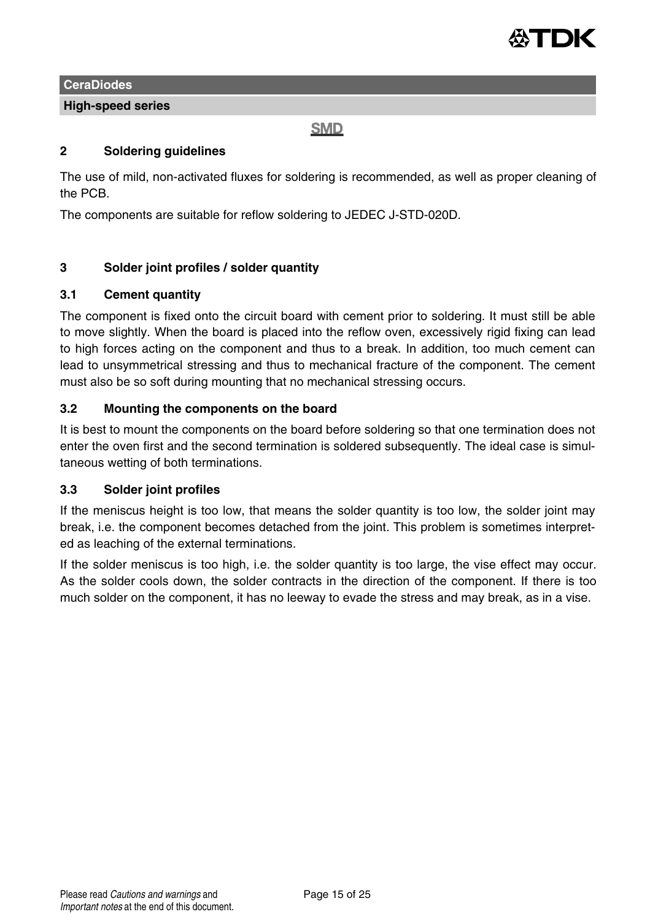**CeraDiodes**

**High-speed series**

**SMD**

## 2 Soldering guidelines

The use of mild, non-activated fluxes for soldering is recommended, as well as proper cleaning of the PCB.

The components are suitable for reflow soldering to JEDEC J-STD-020D.

## 3 Solder joint profiles / solder quantity

### 3.1 Cement quantity

The component is fixed onto the circuit board with cement prior to soldering. It must still be able to move slightly. When the board is placed into the reflow oven, excessively rigid fixing can lead to high forces acting on the component and thus to a break. In addition, too much cement can lead to unsymmetrical stressing and thus to mechanical fracture of the component. The cement must also be so soft during mounting that no mechanical stressing occurs.

### 3.2 Mounting the components on the board

It is best to mount the components on the board before soldering so that one termination does not enter the oven first and the second termination is soldered subsequently. The ideal case is simultaneous wetting of both terminations.

### 3.3 Solder joint profiles

If the meniscus height is too low, that means the solder quantity is too low, the solder joint may break, i.e. the component becomes detached from the joint. This problem is sometimes interpreted as leaching of the external terminations.

If the solder meniscus is too high, i.e. the solder quantity is too large, the vise effect may occur. As the solder cools down, the solder contracts in the direction of the component. If there is too much solder on the component, it has no leeway to evade the stress and may break, as in a vise.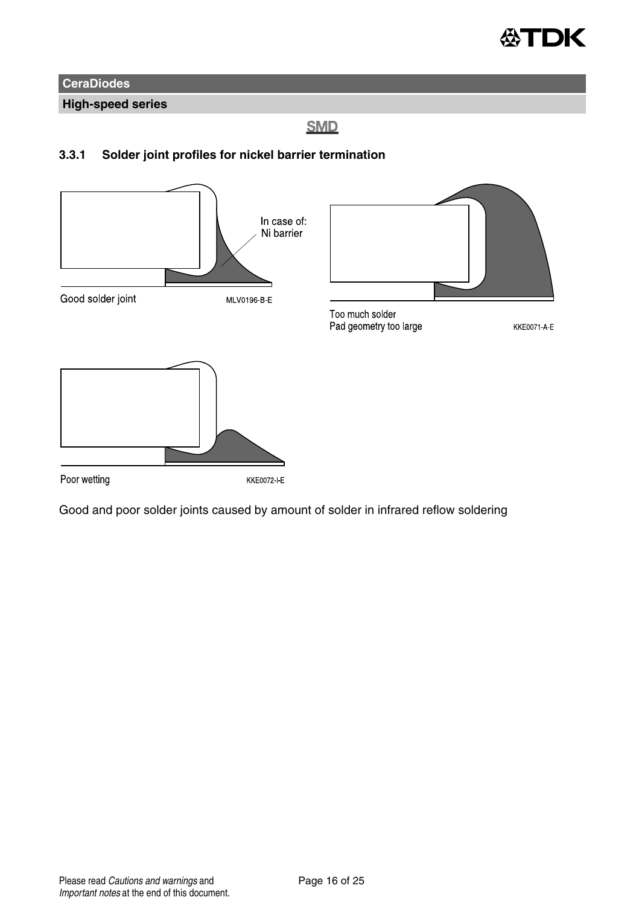**CeraDiodes**

**High-speed series**

**SMD**

### 3.3.1 Solder joint profiles for nickel barrier termination

In case of:
Ni barrier

Good solder joint MLV0196-B-E

Too much solder
Pad geometry too large KKE0071-A-E

Poor wetting KKE0072-I-E

Good and poor solder joints caused by amount of solder in infrared reflow soldering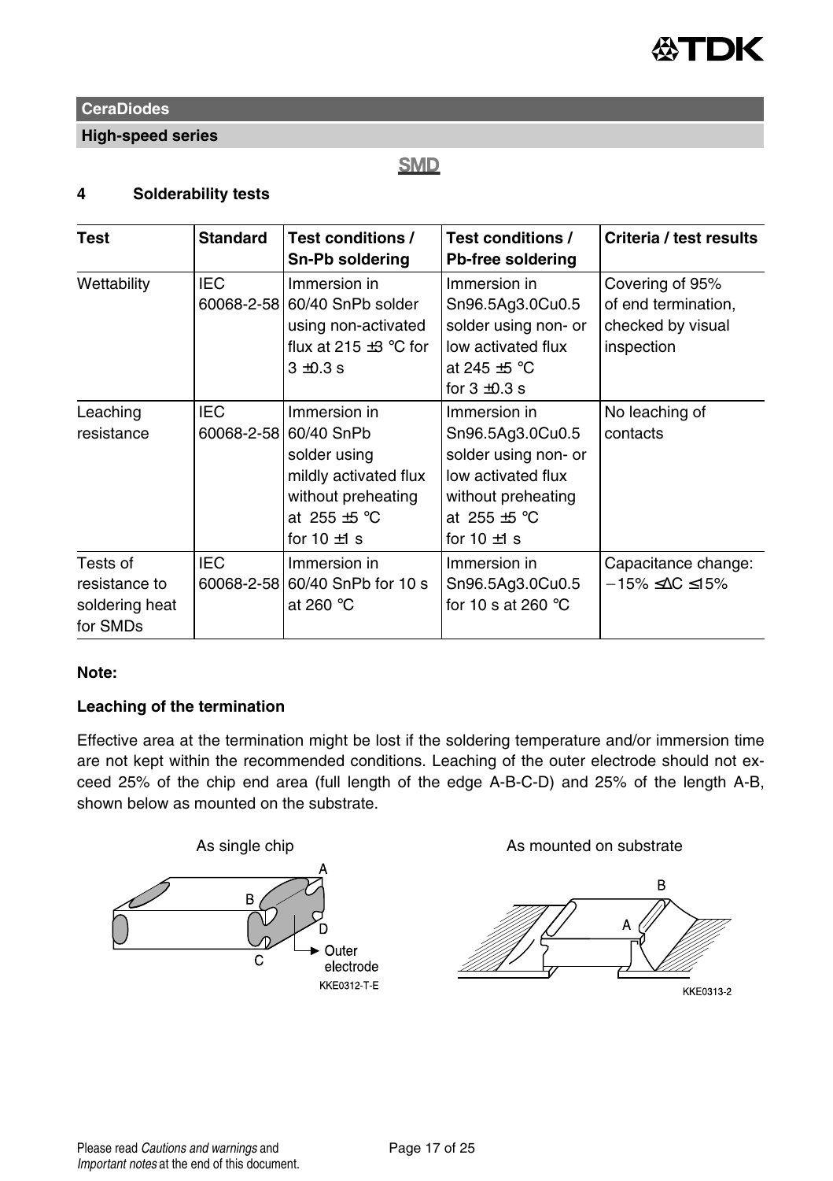**CeraDiodes**

**High-speed series**

**SMD**

## 4 Solderability tests

| Test | Standard | Test conditions / Sn-Pb soldering | Test conditions / Pb-free soldering | Criteria / test results |
|---|---|---|---|---|
| Wettability | IEC 60068-2-58 | Immersion in 60/40 SnPb solder using non-activated flux at 215 ±3 °C for 3 ±0.3 s | Immersion in Sn96.5Ag3.0Cu0.5 solder using non- or low activated flux at 245 ±5 °C for 3 ±0.3 s | Covering of 95% of end termination, checked by visual inspection |
| Leaching resistance | IEC 60068-2-58 | Immersion in 60/40 SnPb solder using mildly activated flux without preheating at 255 ±5 °C for 10 ±1 s | Immersion in Sn96.5Ag3.0Cu0.5 solder using non- or low activated flux without preheating at 255 ±5 °C for 10 ±1 s | No leaching of contacts |
| Tests of resistance to soldering heat for SMDs | IEC 60068-2-58 | Immersion in 60/40 SnPb for 10 s at 260 °C | Immersion in Sn96.5Ag3.0Cu0.5 for 10 s at 260 °C | Capacitance change: $-15\% \leq \Delta C \leq 15\%$ |

**Note:**

**Leaching of the termination**

Effective area at the termination might be lost if the soldering temperature and/or immersion time are not kept within the recommended conditions. Leaching of the outer electrode should not exceed 25% of the chip end area (full length of the edge A-B-C-D) and 25% of the length A-B, shown below as mounted on the substrate.

As single chip

A, B, C, D, Outer electrode

KKE0312-T-E

As mounted on substrate

A, B

KKE0313-2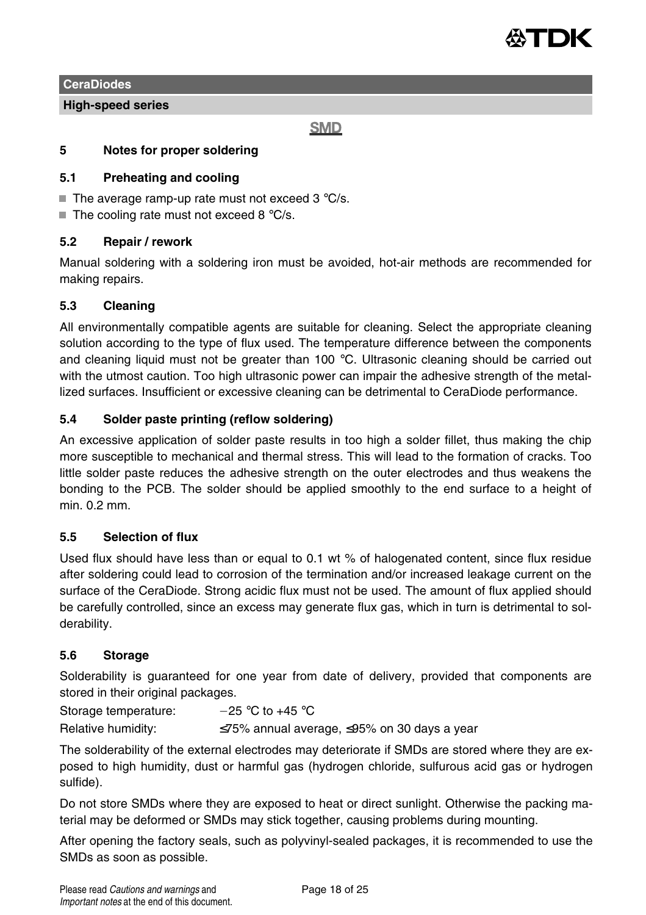**CeraDiodes**

**High-speed series**

**SMD**

## 5 Notes for proper soldering

### 5.1 Preheating and cooling

- The average ramp-up rate must not exceed 3 °C/s.
- The cooling rate must not exceed 8 °C/s.

### 5.2 Repair / rework

Manual soldering with a soldering iron must be avoided, hot-air methods are recommended for making repairs.

### 5.3 Cleaning

All environmentally compatible agents are suitable for cleaning. Select the appropriate cleaning solution according to the type of flux used. The temperature difference between the components and cleaning liquid must not be greater than 100 °C. Ultrasonic cleaning should be carried out with the utmost caution. Too high ultrasonic power can impair the adhesive strength of the metallized surfaces. Insufficient or excessive cleaning can be detrimental to CeraDiode performance.

### 5.4 Solder paste printing (reflow soldering)

An excessive application of solder paste results in too high a solder fillet, thus making the chip more susceptible to mechanical and thermal stress. This will lead to the formation of cracks. Too little solder paste reduces the adhesive strength on the outer electrodes and thus weakens the bonding to the PCB. The solder should be applied smoothly to the end surface to a height of min. 0.2 mm.

### 5.5 Selection of flux

Used flux should have less than or equal to 0.1 wt % of halogenated content, since flux residue after soldering could lead to corrosion of the termination and/or increased leakage current on the surface of the CeraDiode. Strong acidic flux must not be used. The amount of flux applied should be carefully controlled, since an excess may generate flux gas, which in turn is detrimental to solderability.

### 5.6 Storage

Solderability is guaranteed for one year from date of delivery, provided that components are stored in their original packages.

Storage temperature: −25 °C to +45 °C

Relative humidity: ≤75% annual average, ≤95% on 30 days a year

The solderability of the external electrodes may deteriorate if SMDs are stored where they are exposed to high humidity, dust or harmful gas (hydrogen chloride, sulfurous acid gas or hydrogen sulfide).

Do not store SMDs where they are exposed to heat or direct sunlight. Otherwise the packing material may be deformed or SMDs may stick together, causing problems during mounting.

After opening the factory seals, such as polyvinyl-sealed packages, it is recommended to use the SMDs as soon as possible.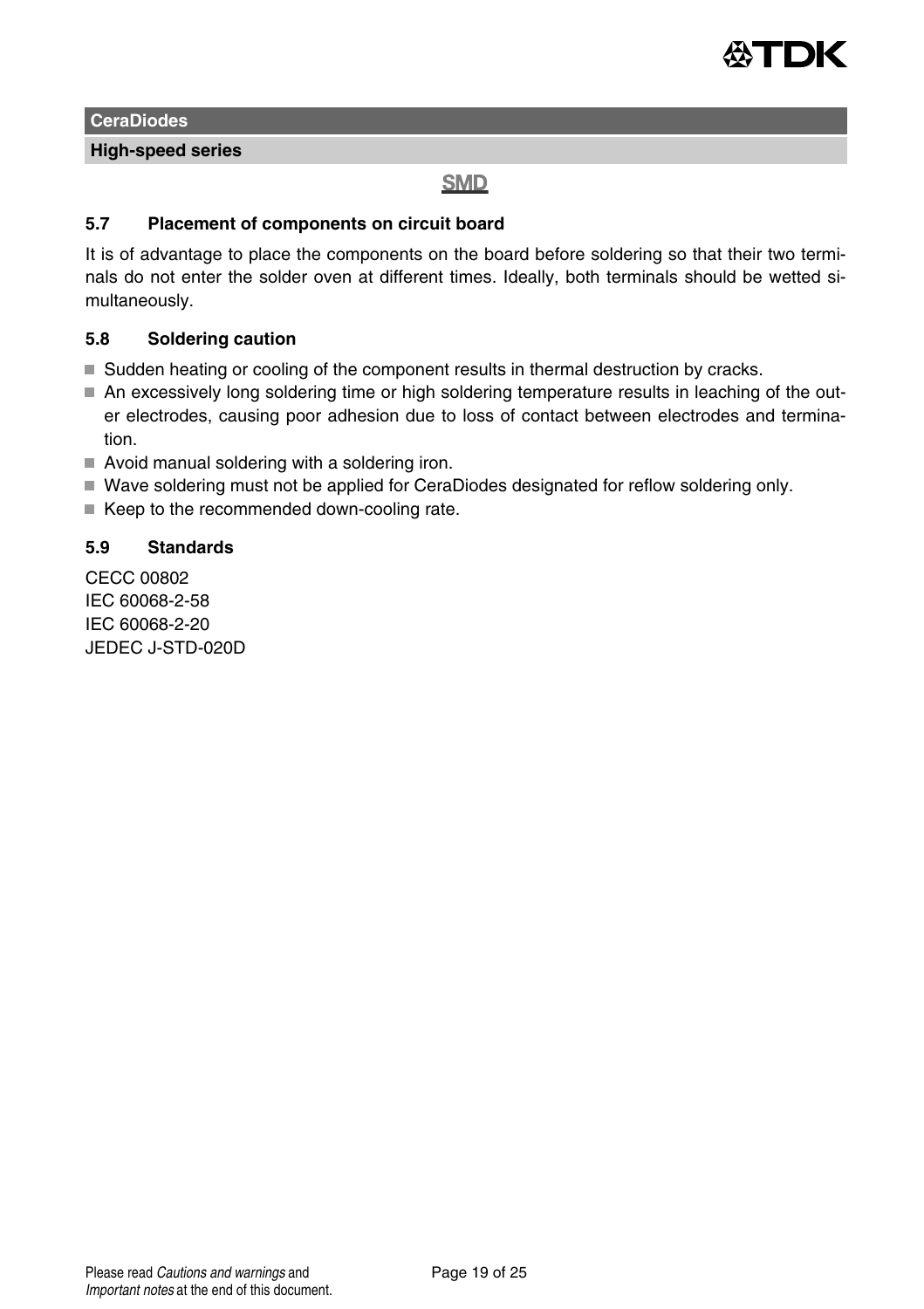### 5.7 Placement of components on circuit board

It is of advantage to place the components on the board before soldering so that their two terminals do not enter the solder oven at different times. Ideally, both terminals should be wetted simultaneously.

### 5.8 Soldering caution

- Sudden heating or cooling of the component results in thermal destruction by cracks.
- An excessively long soldering time or high soldering temperature results in leaching of the outer electrodes, causing poor adhesion due to loss of contact between electrodes and termination.
- Avoid manual soldering with a soldering iron.
- Wave soldering must not be applied for CeraDiodes designated for reflow soldering only.
- Keep to the recommended down-cooling rate.

### 5.9 Standards

CECC 00802
IEC 60068-2-58
IEC 60068-2-20
JEDEC J-STD-020D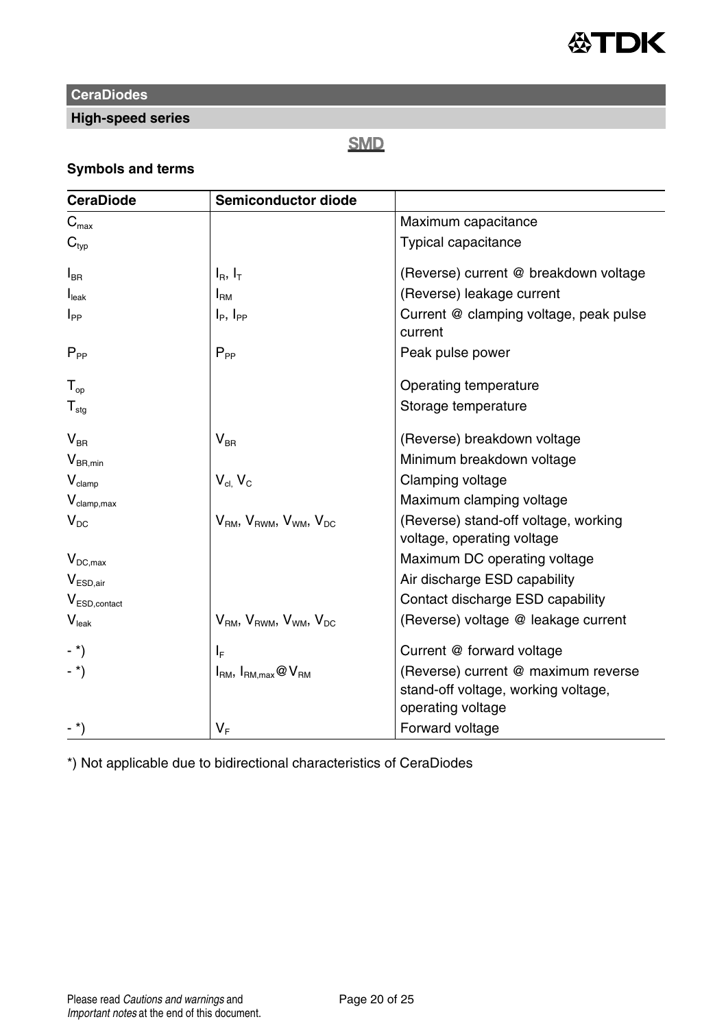## CeraDiodes

### High-speed series

**SMD**

**Symbols and terms**

| CeraDiode | Semiconductor diode | |
|---|---|---|
| $C_{max}$ | | Maximum capacitance |
| $C_{typ}$ | | Typical capacitance |
| $I_{BR}$ | $I_R$, $I_T$ | (Reverse) current @ breakdown voltage |
| $I_{leak}$ | $I_{RM}$ | (Reverse) leakage current |
| $I_{PP}$ | $I_P$, $I_{PP}$ | Current @ clamping voltage, peak pulse current |
| $P_{PP}$ | $P_{PP}$ | Peak pulse power |
| $T_{op}$ | | Operating temperature |
| $T_{stg}$ | | Storage temperature |
| $V_{BR}$ | $V_{BR}$ | (Reverse) breakdown voltage |
| $V_{BR,min}$ | | Minimum breakdown voltage |
| $V_{clamp}$ | $V_{cl}$, $V_C$ | Clamping voltage |
| $V_{clamp,max}$ | | Maximum clamping voltage |
| $V_{DC}$ | $V_{RM}$, $V_{RWM}$, $V_{WM}$, $V_{DC}$ | (Reverse) stand-off voltage, working voltage, operating voltage |
| $V_{DC,max}$ | | Maximum DC operating voltage |
| $V_{ESD,air}$ | | Air discharge ESD capability |
| $V_{ESD,contact}$ | | Contact discharge ESD capability |
| $V_{leak}$ | $V_{RM}$, $V_{RWM}$, $V_{WM}$, $V_{DC}$ | (Reverse) voltage @ leakage current |
| - *) | $I_F$ | Current @ forward voltage |
| - *) | $I_{RM}$, $I_{RM,max}$@$V_{RM}$ | (Reverse) current @ maximum reverse stand-off voltage, working voltage, operating voltage |
| - *) | $V_F$ | Forward voltage |

*) Not applicable due to bidirectional characteristics of CeraDiodes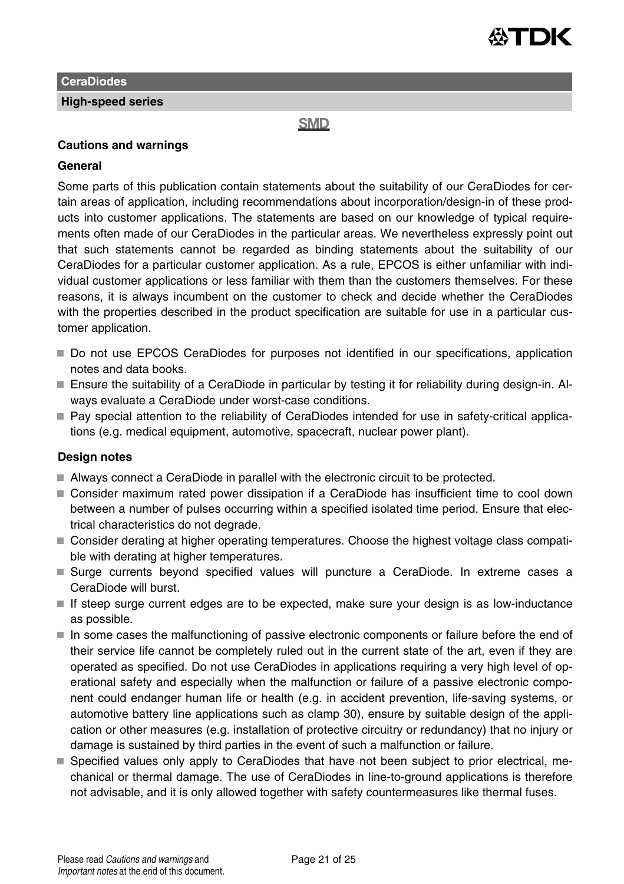**CeraDiodes**

**High-speed series**

**SMD**

## Cautions and warnings

### General

Some parts of this publication contain statements about the suitability of our CeraDiodes for certain areas of application, including recommendations about incorporation/design-in of these products into customer applications. The statements are based on our knowledge of typical requirements often made of our CeraDiodes in the particular areas. We nevertheless expressly point out that such statements cannot be regarded as binding statements about the suitability of our CeraDiodes for a particular customer application. As a rule, EPCOS is either unfamiliar with individual customer applications or less familiar with them than the customers themselves. For these reasons, it is always incumbent on the customer to check and decide whether the CeraDiodes with the properties described in the product specification are suitable for use in a particular customer application.

- Do not use EPCOS CeraDiodes for purposes not identified in our specifications, application notes and data books.
- Ensure the suitability of a CeraDiode in particular by testing it for reliability during design-in. Always evaluate a CeraDiode under worst-case conditions.
- Pay special attention to the reliability of CeraDiodes intended for use in safety-critical applications (e.g. medical equipment, automotive, spacecraft, nuclear power plant).

### Design notes

- Always connect a CeraDiode in parallel with the electronic circuit to be protected.
- Consider maximum rated power dissipation if a CeraDiode has insufficient time to cool down between a number of pulses occurring within a specified isolated time period. Ensure that electrical characteristics do not degrade.
- Consider derating at higher operating temperatures. Choose the highest voltage class compatible with derating at higher temperatures.
- Surge currents beyond specified values will puncture a CeraDiode. In extreme cases a CeraDiode will burst.
- If steep surge current edges are to be expected, make sure your design is as low-inductance as possible.
- In some cases the malfunctioning of passive electronic components or failure before the end of their service life cannot be completely ruled out in the current state of the art, even if they are operated as specified. Do not use CeraDiodes in applications requiring a very high level of operational safety and especially when the malfunction or failure of a passive electronic component could endanger human life or health (e.g. in accident prevention, life-saving systems, or automotive battery line applications such as clamp 30), ensure by suitable design of the application or other measures (e.g. installation of protective circuitry or redundancy) that no injury or damage is sustained by third parties in the event of such a malfunction or failure.
- Specified values only apply to CeraDiodes that have not been subject to prior electrical, mechanical or thermal damage. The use of CeraDiodes in line-to-ground applications is therefore not advisable, and it is only allowed together with safety countermeasures like thermal fuses.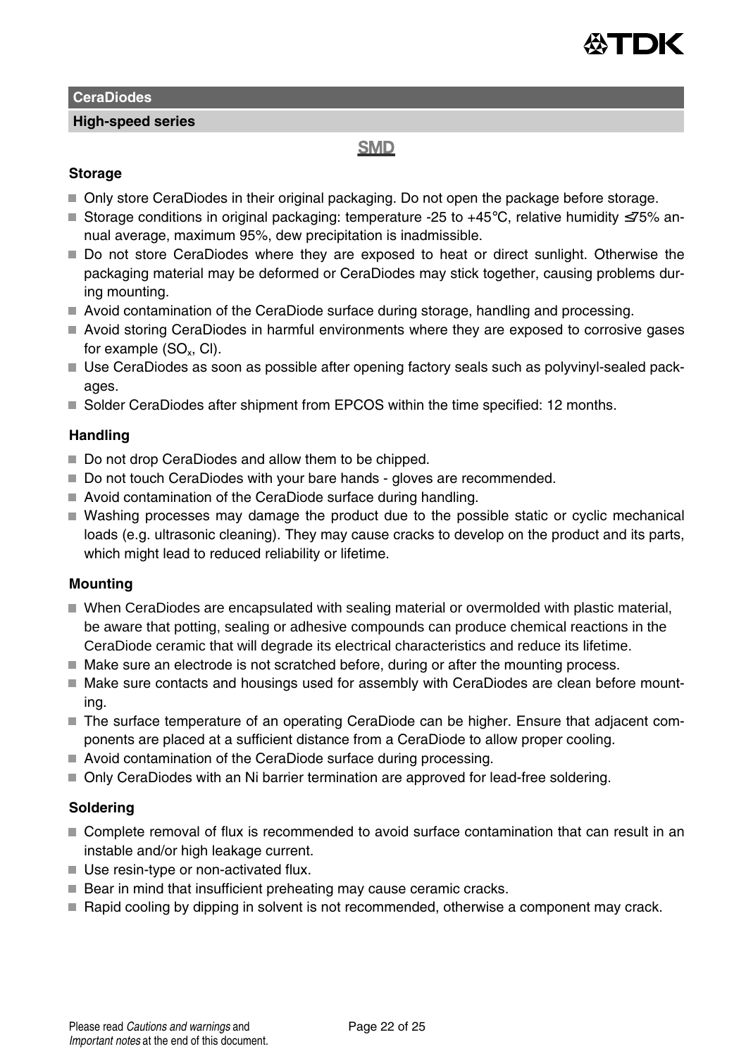## CeraDiodes

### High-speed series

**SMD**

#### Storage

- Only store CeraDiodes in their original packaging. Do not open the package before storage.
- Storage conditions in original packaging: temperature -25 to +45°C, relative humidity ≤75% annual average, maximum 95%, dew precipitation is inadmissible.
- Do not store CeraDiodes where they are exposed to heat or direct sunlight. Otherwise the packaging material may be deformed or CeraDiodes may stick together, causing problems during mounting.
- Avoid contamination of the CeraDiode surface during storage, handling and processing.
- Avoid storing CeraDiodes in harmful environments where they are exposed to corrosive gases for example ($SO_x$, Cl).
- Use CeraDiodes as soon as possible after opening factory seals such as polyvinyl-sealed packages.
- Solder CeraDiodes after shipment from EPCOS within the time specified: 12 months.

#### Handling

- Do not drop CeraDiodes and allow them to be chipped.
- Do not touch CeraDiodes with your bare hands - gloves are recommended.
- Avoid contamination of the CeraDiode surface during handling.
- Washing processes may damage the product due to the possible static or cyclic mechanical loads (e.g. ultrasonic cleaning). They may cause cracks to develop on the product and its parts, which might lead to reduced reliability or lifetime.

#### Mounting

- When CeraDiodes are encapsulated with sealing material or overmolded with plastic material, be aware that potting, sealing or adhesive compounds can produce chemical reactions in the CeraDiode ceramic that will degrade its electrical characteristics and reduce its lifetime.
- Make sure an electrode is not scratched before, during or after the mounting process.
- Make sure contacts and housings used for assembly with CeraDiodes are clean before mounting.
- The surface temperature of an operating CeraDiode can be higher. Ensure that adjacent components are placed at a sufficient distance from a CeraDiode to allow proper cooling.
- Avoid contamination of the CeraDiode surface during processing.
- Only CeraDiodes with an Ni barrier termination are approved for lead-free soldering.

#### Soldering

- Complete removal of flux is recommended to avoid surface contamination that can result in an instable and/or high leakage current.
- Use resin-type or non-activated flux.
- Bear in mind that insufficient preheating may cause ceramic cracks.
- Rapid cooling by dipping in solvent is not recommended, otherwise a component may crack.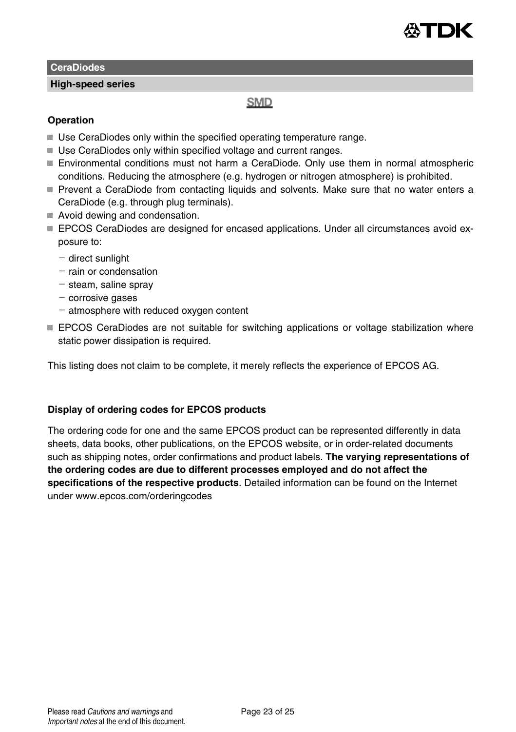## CeraDiodes

### High-speed series

**SMD**

**Operation**

- Use CeraDiodes only within the specified operating temperature range.
- Use CeraDiodes only within specified voltage and current ranges.
- Environmental conditions must not harm a CeraDiode. Only use them in normal atmospheric conditions. Reducing the atmosphere (e.g. hydrogen or nitrogen atmosphere) is prohibited.
- Prevent a CeraDiode from contacting liquids and solvents. Make sure that no water enters a CeraDiode (e.g. through plug terminals).
- Avoid dewing and condensation.
- EPCOS CeraDiodes are designed for encased applications. Under all circumstances avoid exposure to:
  - direct sunlight
  - rain or condensation
  - steam, saline spray
  - corrosive gases
  - atmosphere with reduced oxygen content
- EPCOS CeraDiodes are not suitable for switching applications or voltage stabilization where static power dissipation is required.

This listing does not claim to be complete, it merely reflects the experience of EPCOS AG.

**Display of ordering codes for EPCOS products**

The ordering code for one and the same EPCOS product can be represented differently in data sheets, data books, other publications, on the EPCOS website, or in order-related documents such as shipping notes, order confirmations and product labels. **The varying representations of the ordering codes are due to different processes employed and do not affect the specifications of the respective products**. Detailed information can be found on the Internet under www.epcos.com/orderingcodes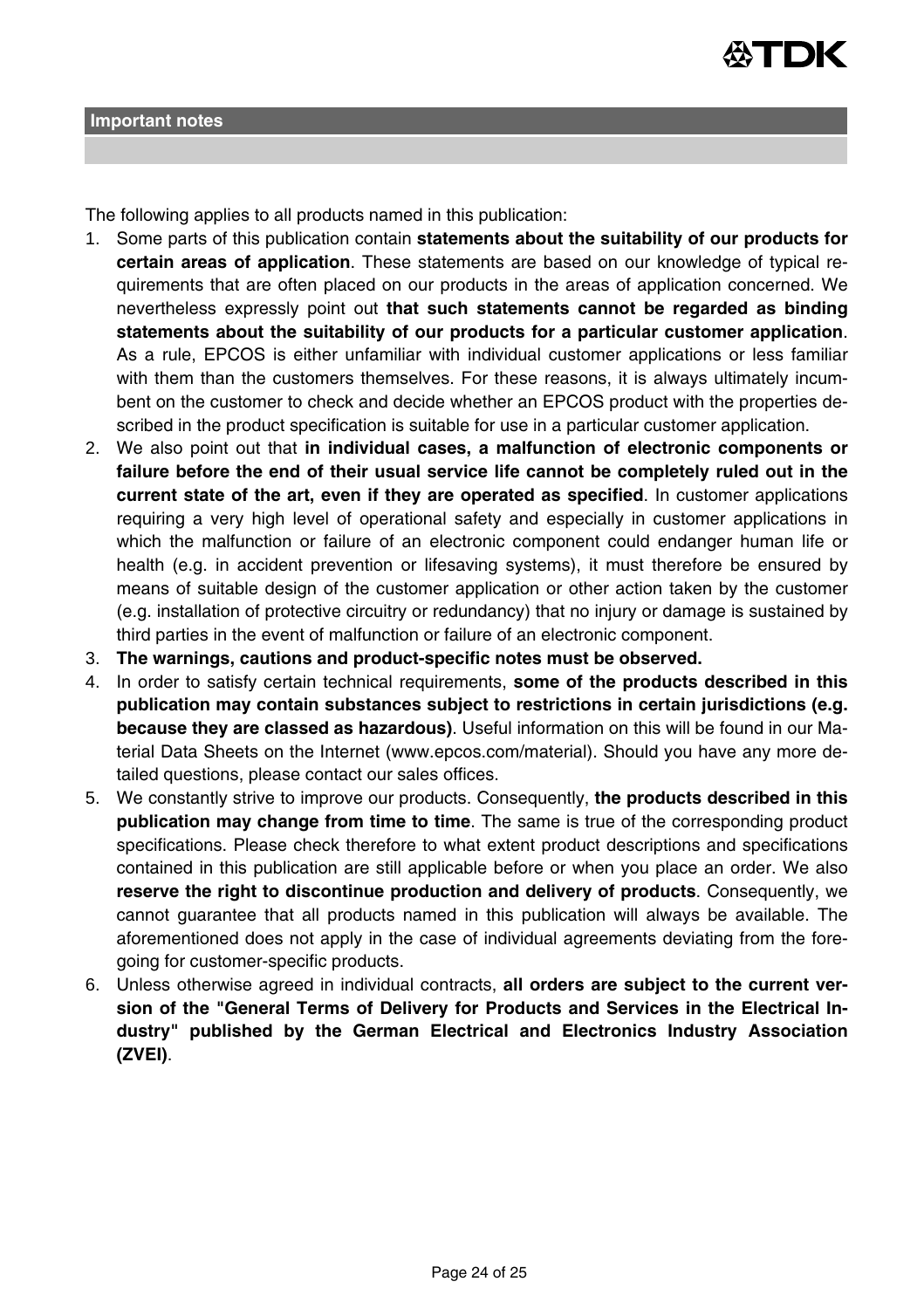## Important notes

The following applies to all products named in this publication:

1. Some parts of this publication contain **statements about the suitability of our products for certain areas of application**. These statements are based on our knowledge of typical requirements that are often placed on our products in the areas of application concerned. We nevertheless expressly point out **that such statements cannot be regarded as binding statements about the suitability of our products for a particular customer application**. As a rule, EPCOS is either unfamiliar with individual customer applications or less familiar with them than the customers themselves. For these reasons, it is always ultimately incumbent on the customer to check and decide whether an EPCOS product with the properties described in the product specification is suitable for use in a particular customer application.
2. We also point out that **in individual cases, a malfunction of electronic components or failure before the end of their usual service life cannot be completely ruled out in the current state of the art, even if they are operated as specified**. In customer applications requiring a very high level of operational safety and especially in customer applications in which the malfunction or failure of an electronic component could endanger human life or health (e.g. in accident prevention or lifesaving systems), it must therefore be ensured by means of suitable design of the customer application or other action taken by the customer (e.g. installation of protective circuitry or redundancy) that no injury or damage is sustained by third parties in the event of malfunction or failure of an electronic component.
3. **The warnings, cautions and product-specific notes must be observed.**
4. In order to satisfy certain technical requirements, **some of the products described in this publication may contain substances subject to restrictions in certain jurisdictions (e.g. because they are classed as hazardous)**. Useful information on this will be found in our Material Data Sheets on the Internet (www.epcos.com/material). Should you have any more detailed questions, please contact our sales offices.
5. We constantly strive to improve our products. Consequently, **the products described in this publication may change from time to time**. The same is true of the corresponding product specifications. Please check therefore to what extent product descriptions and specifications contained in this publication are still applicable before or when you place an order. We also **reserve the right to discontinue production and delivery of products**. Consequently, we cannot guarantee that all products named in this publication will always be available. The aforementioned does not apply in the case of individual agreements deviating from the foregoing for customer-specific products.
6. Unless otherwise agreed in individual contracts, **all orders are subject to the current version of the "General Terms of Delivery for Products and Services in the Electrical Industry" published by the German Electrical and Electronics Industry Association (ZVEI)**.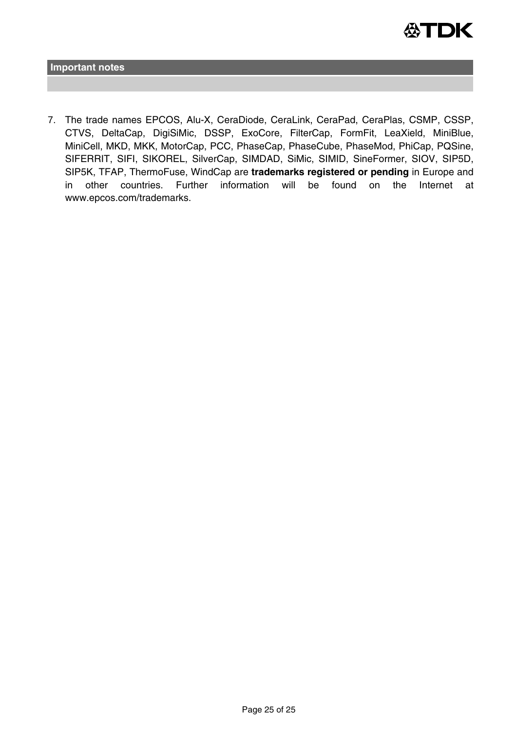## Important notes

7. The trade names EPCOS, Alu-X, CeraDiode, CeraLink, CeraPad, CeraPlas, CSMP, CSSP, CTVS, DeltaCap, DigiSiMic, DSSP, ExoCore, FilterCap, FormFit, LeaXield, MiniBlue, MiniCell, MKD, MKK, MotorCap, PCC, PhaseCap, PhaseCube, PhaseMod, PhiCap, PQSine, SIFERRIT, SIFI, SIKOREL, SilverCap, SIMDAD, SiMic, SIMID, SineFormer, SIOV, SIP5D, SIP5K, TFAP, ThermoFuse, WindCap are **trademarks registered or pending** in Europe and in other countries. Further information will be found on the Internet at www.epcos.com/trademarks.